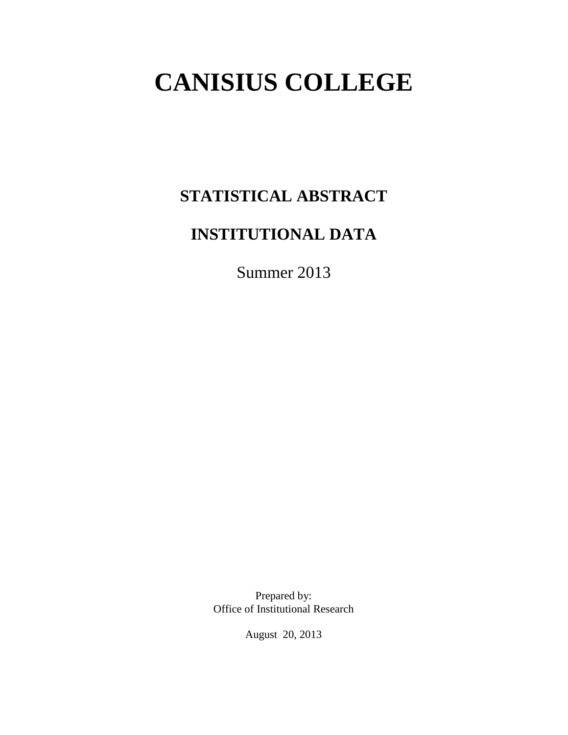# CANISIUS COLLEGE

## STATISTICAL ABSTRACT

## INSTITUTIONAL DATA

Summer 2013

Prepared by:
Office of Institutional Research

August 20, 2013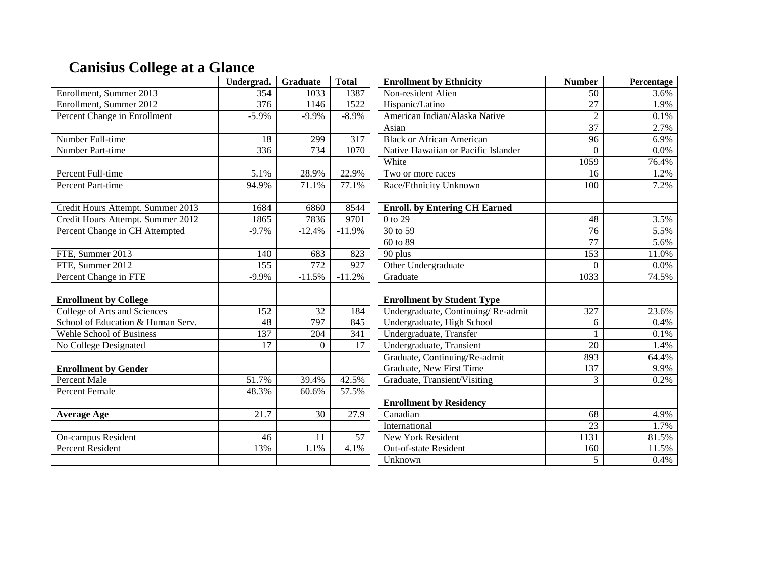# Canisius College at a Glance

| | Undergrad. | Graduate | Total |
|---|---|---|---|
| Enrollment, Summer 2013 | 354 | 1033 | 1387 |
| Enrollment, Summer 2012 | 376 | 1146 | 1522 |
| Percent Change in Enrollment | -5.9% | -9.9% | -8.9% |
| | | | |
| Number Full-time | 18 | 299 | 317 |
| Number Part-time | 336 | 734 | 1070 |
| | | | |
| Percent Full-time | 5.1% | 28.9% | 22.9% |
| Percent Part-time | 94.9% | 71.1% | 77.1% |
| | | | |
| Credit Hours Attempt. Summer 2013 | 1684 | 6860 | 8544 |
| Credit Hours Attempt. Summer 2012 | 1865 | 7836 | 9701 |
| Percent Change in CH Attempted | -9.7% | -12.4% | -11.9% |
| | | | |
| FTE, Summer 2013 | 140 | 683 | 823 |
| FTE, Summer 2012 | 155 | 772 | 927 |
| Percent Change in FTE | -9.9% | -11.5% | -11.2% |
| | | | |
| **Enrollment by College** | | | |
| College of Arts and Sciences | 152 | 32 | 184 |
| School of Education & Human Serv. | 48 | 797 | 845 |
| Wehle School of Business | 137 | 204 | 341 |
| No College Designated | 17 | 0 | 17 |
| | | | |
| **Enrollment by Gender** | | | |
| Percent Male | 51.7% | 39.4% | 42.5% |
| Percent Female | 48.3% | 60.6% | 57.5% |
| | | | |
| **Average Age** | 21.7 | 30 | 27.9 |
| | | | |
| On-campus Resident | 46 | 11 | 57 |
| Percent Resident | 13% | 1.1% | 4.1% |

| Enrollment by Ethnicity | Number | Percentage |
|---|---|---|
| Non-resident Alien | 50 | 3.6% |
| Hispanic/Latino | 27 | 1.9% |
| American Indian/Alaska Native | 2 | 0.1% |
| Asian | 37 | 2.7% |
| Black or African American | 96 | 6.9% |
| Native Hawaiian or Pacific Islander | 0 | 0.0% |
| White | 1059 | 76.4% |
| Two or more races | 16 | 1.2% |
| Race/Ethnicity Unknown | 100 | 7.2% |
| | | |
| **Enroll. by Entering CH Earned** | | |
| 0 to 29 | 48 | 3.5% |
| 30 to 59 | 76 | 5.5% |
| 60 to 89 | 77 | 5.6% |
| 90 plus | 153 | 11.0% |
| Other Undergraduate | 0 | 0.0% |
| Graduate | 1033 | 74.5% |
| | | |
| **Enrollment by Student Type** | | |
| Undergraduate, Continuing/ Re-admit | 327 | 23.6% |
| Undergraduate, High School | 6 | 0.4% |
| Undergraduate, Transfer | 1 | 0.1% |
| Undergraduate, Transient | 20 | 1.4% |
| Graduate, Continuing/Re-admit | 893 | 64.4% |
| Graduate, New First Time | 137 | 9.9% |
| Graduate, Transient/Visiting | 3 | 0.2% |
| | | |
| **Enrollment by Residency** | | |
| Canadian | 68 | 4.9% |
| International | 23 | 1.7% |
| New York Resident | 1131 | 81.5% |
| Out-of-state Resident | 160 | 11.5% |
| Unknown | 5 | 0.4% |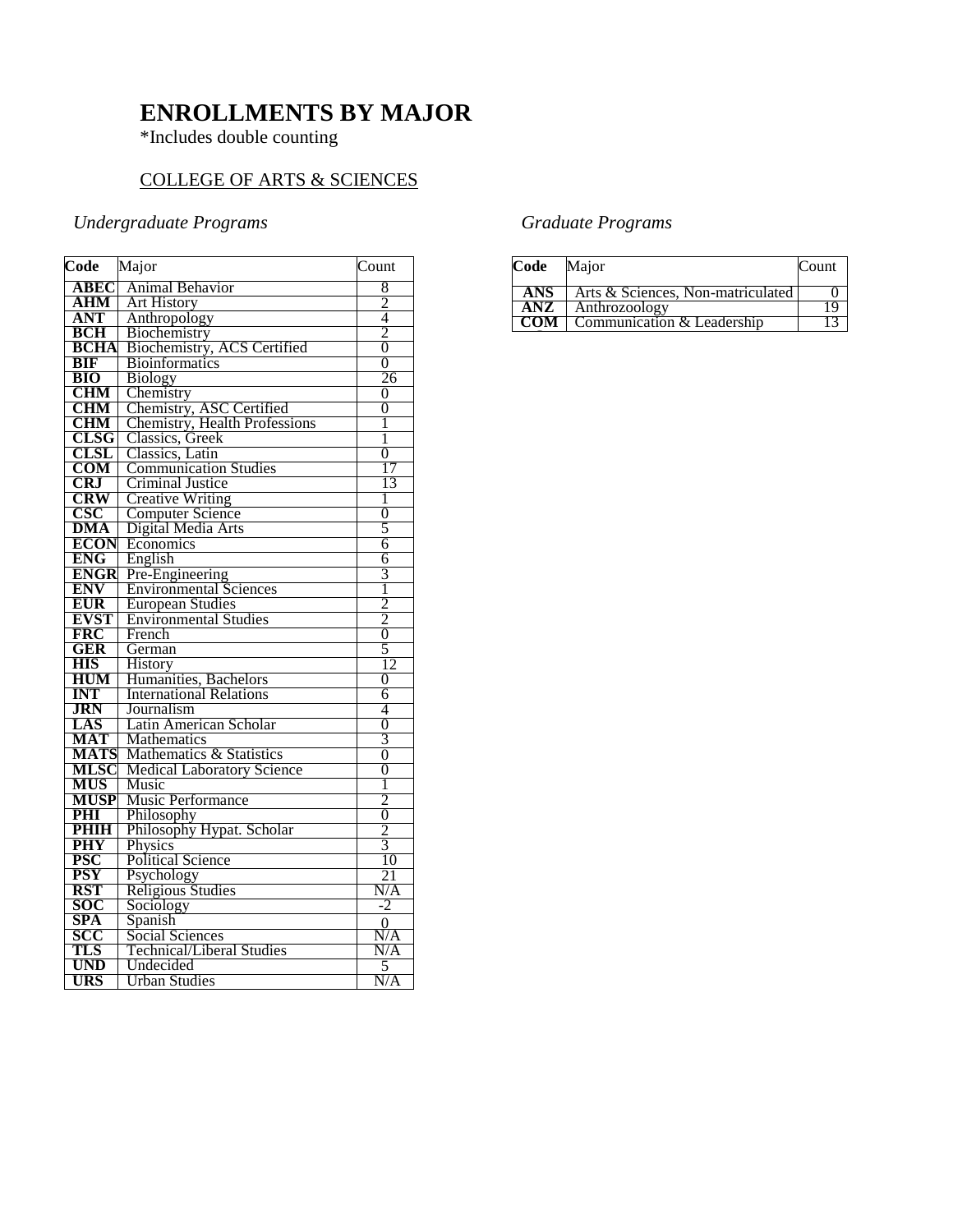# ENROLLMENTS BY MAJOR

*Includes double counting

COLLEGE OF ARTS & SCIENCES

*Undergraduate Programs*

| Code | Major | Count |
|---|---|---|
| ABEC | Animal Behavior | 8 |
| AHM | Art History | 2 |
| ANT | Anthropology | 4 |
| BCH | Biochemistry | 2 |
| BCHA | Biochemistry, ACS Certified | 0 |
| BIF | Bioinformatics | 0 |
| BIO | Biology | 26 |
| CHM | Chemistry | 0 |
| CHM | Chemistry, ASC Certified | 0 |
| CHM | Chemistry, Health Professions | 1 |
| CLSG | Classics, Greek | 1 |
| CLSL | Classics, Latin | 0 |
| COM | Communication Studies | 17 |
| CRJ | Criminal Justice | 13 |
| CRW | Creative Writing | 1 |
| CSC | Computer Science | 0 |
| DMA | Digital Media Arts | 5 |
| ECON | Economics | 6 |
| ENG | English | 6 |
| ENGR | Pre-Engineering | 3 |
| ENV | Environmental Sciences | 1 |
| EUR | European Studies | 2 |
| EVST | Environmental Studies | 2 |
| FRC | French | 0 |
| GER | German | 5 |
| HIS | History | 12 |
| HUM | Humanities, Bachelors | 0 |
| INT | International Relations | 6 |
| JRN | Journalism | 4 |
| LAS | Latin American Scholar | 0 |
| MAT | Mathematics | 3 |
| MATS | Mathematics & Statistics | 0 |
| MLSC | Medical Laboratory Science | 0 |
| MUS | Music | 1 |
| MUSP | Music Performance | 2 |
| PHI | Philosophy | 0 |
| PHIH | Philosophy Hypat. Scholar | 2 |
| PHY | Physics | 3 |
| PSC | Political Science | 10 |
| PSY | Psychology | 21 |
| RST | Religious Studies | N/A |
| SOC | Sociology | -2 |
| SPA | Spanish | 0 |
| SCC | Social Sciences | N/A |
| TLS | Technical/Liberal Studies | N/A |
| UND | Undecided | 5 |
| URS | Urban Studies | N/A |

*Graduate Programs*

| Code | Major | Count |
|---|---|---|
| ANS | Arts & Sciences, Non-matriculated | 0 |
| ANZ | Anthrozoology | 19 |
| COM | Communication & Leadership | 13 |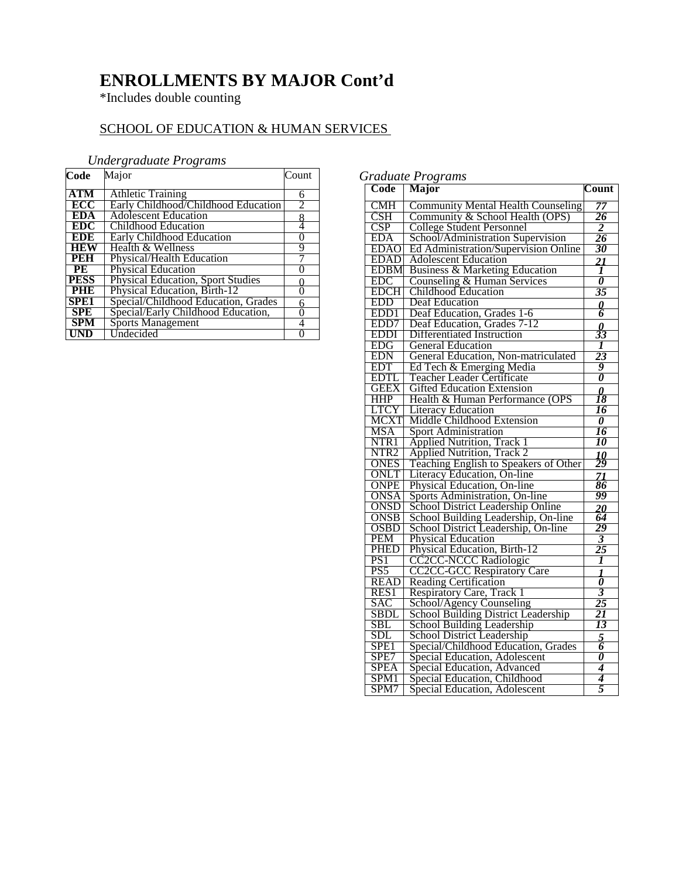# ENROLLMENTS BY MAJOR Cont'd

*Includes double counting

<u>SCHOOL OF EDUCATION & HUMAN SERVICES</u>

*Undergraduate Programs*

| Code | Major | Count |
|---|---|---|
| **ATM** | Athletic Training | 6 |
| **ECC** | Early Childhood/Childhood Education | 2 |
| **EDA** | Adolescent Education | 8 |
| **EDC** | Childhood Education | 4 |
| **EDE** | Early Childhood Education | 0 |
| **HEW** | Health & Wellness | 9 |
| **PEH** | Physical/Health Education | 7 |
| **PE** | Physical Education | 0 |
| **PESS** | Physical Education, Sport Studies | 0 |
| **PHE** | Physical Education, Birth-12 | 0 |
| **SPE1** | Special/Childhood Education, Grades | 6 |
| **SPE** | Special/Early Childhood Education, | 0 |
| **SPM** | Sports Management | 4 |
| **UND** | Undecided | 0 |

*Graduate Programs*

| Code | Major | Count |
|---|---|---|
| CMH | Community Mental Health Counseling | *77* |
| CSH | Community & School Health (OPS) | *26* |
| CSP | College Student Personnel | *2* |
| EDA | School/Administration Supervision | *26* |
| EDAO | Ed Administration/Supervision Online | *30* |
| EDAD | Adolescent Education | *21* |
| EDBM | Business & Marketing Education | *1* |
| EDC | Counseling & Human Services | *0* |
| EDCH | Childhood Education | *35* |
| EDD | Deaf Education | *0* |
| EDD1 | Deaf Education, Grades 1-6 | *6* |
| EDD7 | Deaf Education, Grades 7-12 | *0* |
| EDDI | Differentiated Instruction | *33* |
| EDG | General Education | *1* |
| EDN | General Education, Non-matriculated | *23* |
| EDT | Ed Tech & Emerging Media | *9* |
| EDTL | Teacher Leader Certificate | *0* |
| GEEX | Gifted Education Extension | *0* |
| HHP | Health & Human Performance (OPS | *18* |
| LTCY | Literacy Education | *16* |
| MCXT | Middle Childhood Extension | *0* |
| MSA | Sport Administration | *16* |
| NTR1 | Applied Nutrition, Track 1 | *10* |
| NTR2 | Applied Nutrition, Track 2 | *10* |
| ONES | Teaching English to Speakers of Other | *29* |
| ONLT | Literacy Education, On-line | *71* |
| ONPE | Physical Education, On-line | *86* |
| ONSA | Sports Administration, On-line | *99* |
| ONSD | School District Leadership Online | *20* |
| ONSB | School Building Leadership, On-line | *64* |
| OSBD | School District Leadership, On-line | *29* |
| PEM | Physical Education | *3* |
| PHED | Physical Education, Birth-12 | *25* |
| PS1 | CC2CC-NCCC Radiologic | *1* |
| PS5 | CC2CC-GCC Respiratory Care | *1* |
| READ | Reading Certification | *0* |
| RES1 | Respiratory Care, Track 1 | *3* |
| SAC | School/Agency Counseling | *25* |
| SBDL | School Building District Leadership | *21* |
| SBL | School Building Leadership | *13* |
| SDL | School District Leadership | *5* |
| SPE1 | Special/Childhood Education, Grades | *6* |
| SPE7 | Special Education, Adolescent | *0* |
| SPEA | Special Education, Advanced | *4* |
| SPM1 | Special Education, Childhood | *4* |
| SPM7 | Special Education, Adolescent | *5* |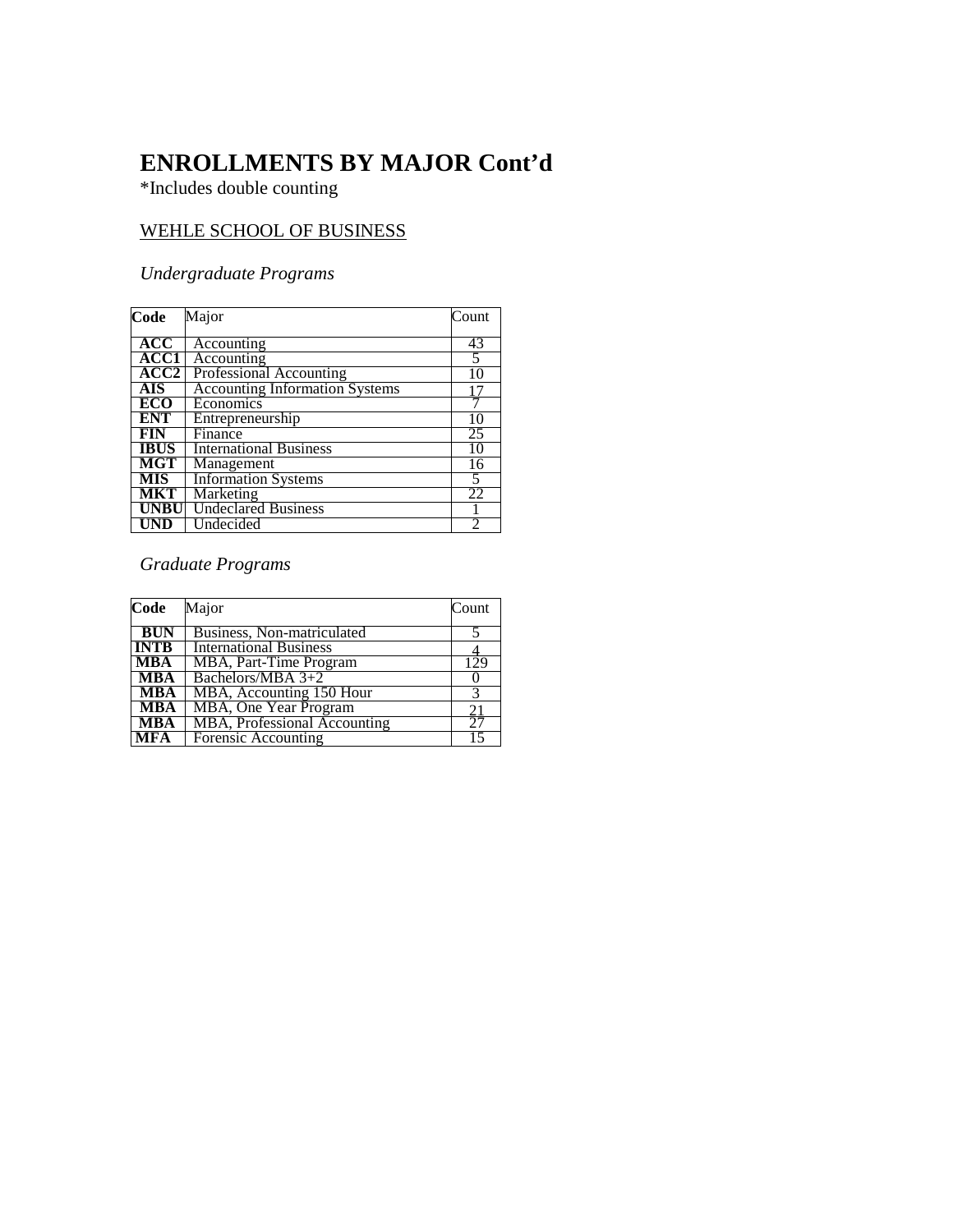# ENROLLMENTS BY MAJOR Cont'd

*Includes double counting

WEHLE SCHOOL OF BUSINESS

*Undergraduate Programs*

| Code | Major | Count |
|---|---|---|
| **ACC** | Accounting | 43 |
| **ACC1** | Accounting | 5 |
| **ACC2** | Professional Accounting | 10 |
| **AIS** | Accounting Information Systems | 17 |
| **ECO** | Economics | 7 |
| **ENT** | Entrepreneurship | 10 |
| **FIN** | Finance | 25 |
| **IBUS** | International Business | 10 |
| **MGT** | Management | 16 |
| **MIS** | Information Systems | 5 |
| **MKT** | Marketing | 22 |
| **UNBU** | Undeclared Business | 1 |
| **UND** | Undecided | 2 |

*Graduate Programs*

| Code | Major | Count |
|---|---|---|
| **BUN** | Business, Non-matriculated | 5 |
| **INTB** | International Business | 4 |
| **MBA** | MBA, Part-Time Program | 129 |
| **MBA** | Bachelors/MBA 3+2 | 0 |
| **MBA** | MBA, Accounting 150 Hour | 3 |
| **MBA** | MBA, One Year Program | 21 |
| **MBA** | MBA, Professional Accounting | 27 |
| **MFA** | Forensic Accounting | 15 |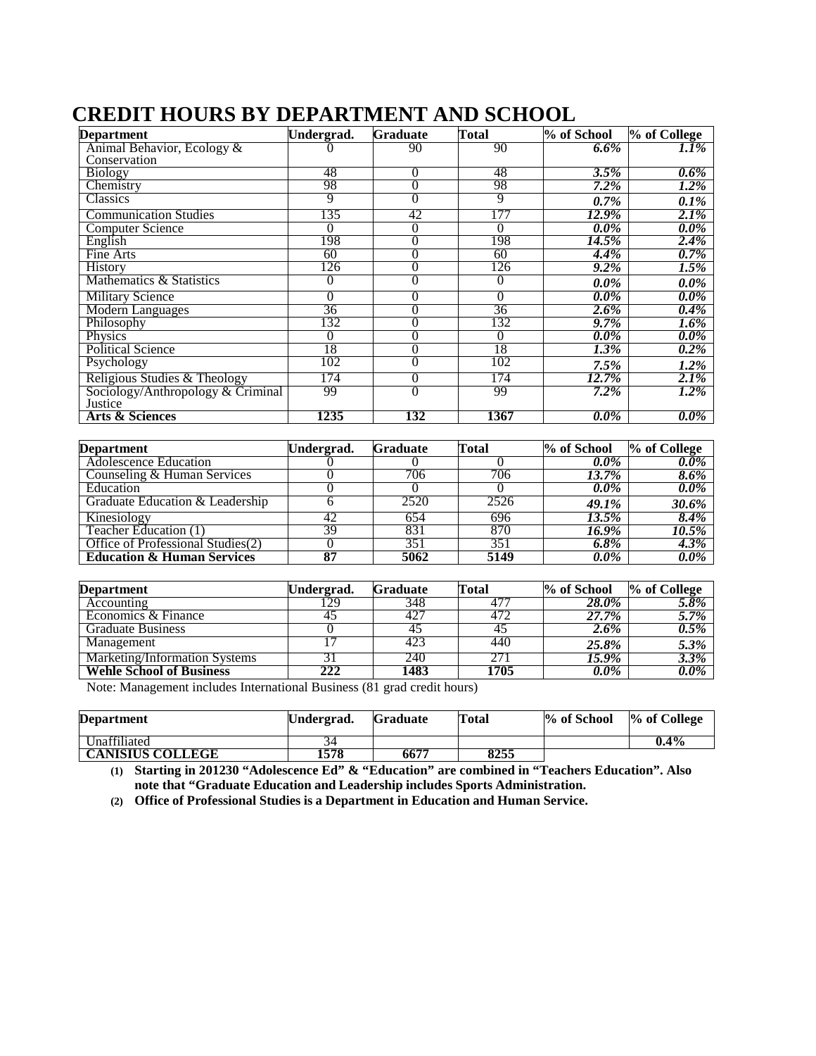# CREDIT HOURS BY DEPARTMENT AND SCHOOL

| Department | Undergrad. | Graduate | Total | % of School | % of College |
|---|---|---|---|---|---|
| Animal Behavior, Ecology & Conservation | 0 | 90 | 90 | ***6.6%*** | ***1.1%*** |
| Biology | 48 | 0 | 48 | ***3.5%*** | ***0.6%*** |
| Chemistry | 98 | 0 | 98 | ***7.2%*** | ***1.2%*** |
| Classics | 9 | 0 | 9 | ***0.7%*** | ***0.1%*** |
| Communication Studies | 135 | 42 | 177 | ***12.9%*** | ***2.1%*** |
| Computer Science | 0 | 0 | 0 | ***0.0%*** | ***0.0%*** |
| English | 198 | 0 | 198 | ***14.5%*** | ***2.4%*** |
| Fine Arts | 60 | 0 | 60 | ***4.4%*** | ***0.7%*** |
| History | 126 | 0 | 126 | ***9.2%*** | ***1.5%*** |
| Mathematics & Statistics | 0 | 0 | 0 | ***0.0%*** | ***0.0%*** |
| Military Science | 0 | 0 | 0 | ***0.0%*** | ***0.0%*** |
| Modern Languages | 36 | 0 | 36 | ***2.6%*** | ***0.4%*** |
| Philosophy | 132 | 0 | 132 | ***9.7%*** | ***1.6%*** |
| Physics | 0 | 0 | 0 | ***0.0%*** | ***0.0%*** |
| Political Science | 18 | 0 | 18 | ***1.3%*** | ***0.2%*** |
| Psychology | 102 | 0 | 102 | ***7.5%*** | ***1.2%*** |
| Religious Studies & Theology | 174 | 0 | 174 | ***12.7%*** | ***2.1%*** |
| Sociology/Anthropology & Criminal Justice | 99 | 0 | 99 | ***7.2%*** | ***1.2%*** |
| **Arts & Sciences** | **1235** | **132** | **1367** | ***0.0%*** | ***0.0%*** |

| Department | Undergrad. | Graduate | Total | % of School | % of College |
|---|---|---|---|---|---|
| Adolescence Education | 0 | 0 | 0 | ***0.0%*** | ***0.0%*** |
| Counseling & Human Services | 0 | 706 | 706 | ***13.7%*** | ***8.6%*** |
| Education | 0 | 0 | 0 | ***0.0%*** | ***0.0%*** |
| Graduate Education & Leadership | 6 | 2520 | 2526 | ***49.1%*** | ***30.6%*** |
| Kinesiology | 42 | 654 | 696 | ***13.5%*** | ***8.4%*** |
| Teacher Education (1) | 39 | 831 | 870 | ***16.9%*** | ***10.5%*** |
| Office of Professional Studies(2) | 0 | 351 | 351 | ***6.8%*** | ***4.3%*** |
| **Education & Human Services** | **87** | **5062** | **5149** | ***0.0%*** | ***0.0%*** |

| Department | Undergrad. | Graduate | Total | % of School | % of College |
|---|---|---|---|---|---|
| Accounting | 129 | 348 | 477 | ***28.0%*** | ***5.8%*** |
| Economics & Finance | 45 | 427 | 472 | ***27.7%*** | ***5.7%*** |
| Graduate Business | 0 | 45 | 45 | ***2.6%*** | ***0.5%*** |
| Management | 17 | 423 | 440 | ***25.8%*** | ***5.3%*** |
| Marketing/Information Systems | 31 | 240 | 271 | ***15.9%*** | ***3.3%*** |
| **Wehle School of Business** | **222** | **1483** | **1705** | ***0.0%*** | ***0.0%*** |

Note: Management includes International Business (81 grad credit hours)

| Department | Undergrad. | Graduate | Total | % of School | % of College |
|---|---|---|---|---|---|
| Unaffiliated | 34 | | | | **0.4%** |
| **CANISIUS COLLEGE** | **1578** | **6677** | **8255** | | |

**(1) Starting in 201230 "Adolescence Ed" & "Education" are combined in "Teachers Education". Also note that "Graduate Education and Leadership includes Sports Administration.**

**(2) Office of Professional Studies is a Department in Education and Human Service.**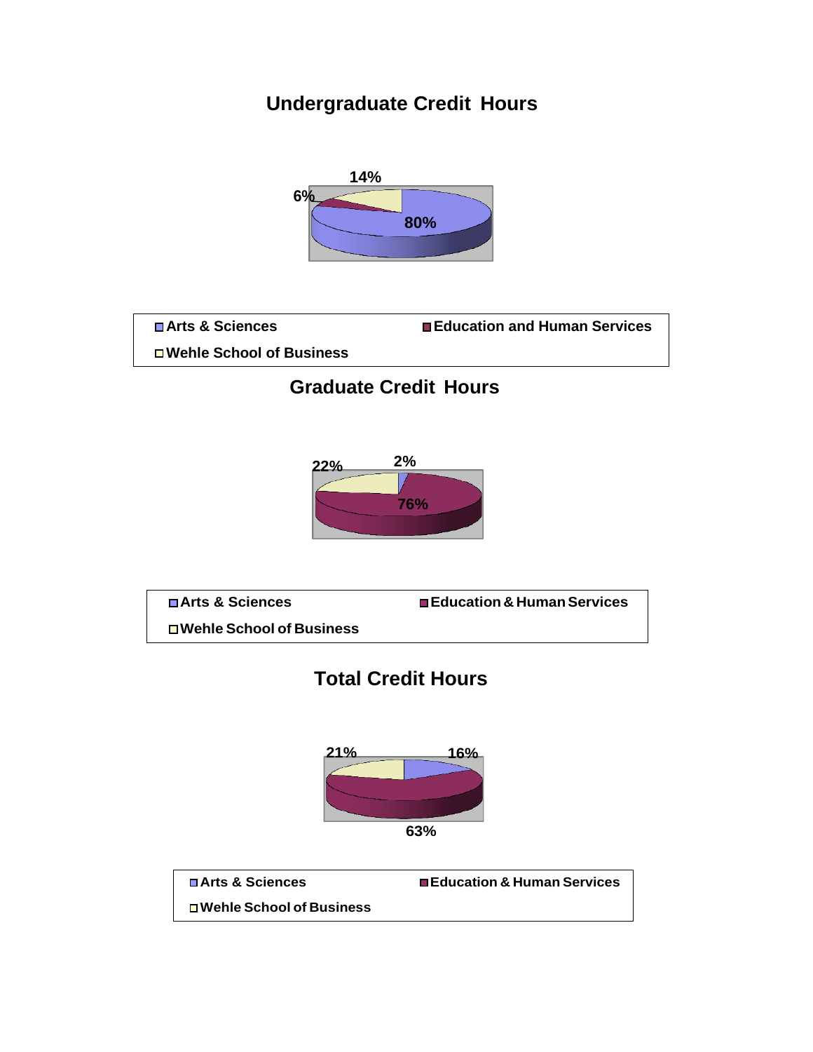## Undergraduate Credit Hours

14%
6%
80%

Arts & Sciences
Education and Human Services
Wehle School of Business

## Graduate Credit Hours

22%
2%
76%

Arts & Sciences
Education & Human Services
Wehle School of Business

## Total Credit Hours

21%
16%
63%

Arts & Sciences
Education & Human Services
Wehle School of Business